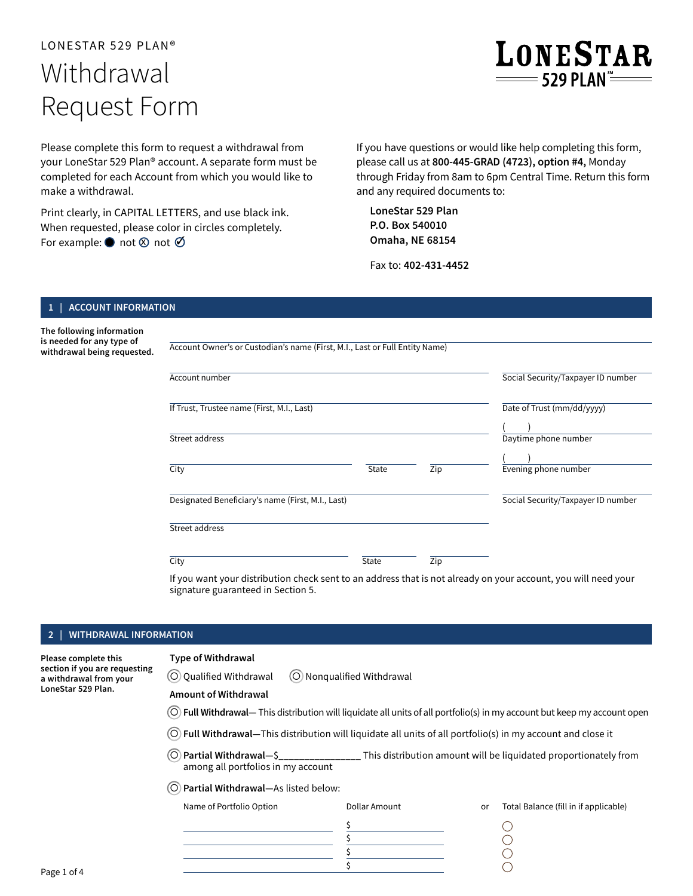LONESTAR 529 PLAN®

# Withdrawal Request Form

Please complete this form to request a withdrawal from your LoneStar 529 Plan® account. A separate form must be completed for each Account from which you would like to make a withdrawal.

Print clearly, in CAPITAL LETTERS, and use black ink. When requested, please color in circles completely. For example: ● not ⊗ not ✓

If you have questions or would like help completing this form, please call us at **800-445-GRAD (4723), option #4,** Monday through Friday from 8am to 6pm Central Time. Return this form and any required documents to:

**LoneStar 529 Plan**
**P.O. Box 540010**
**Omaha, NE 68154**

Fax to: **402-431-4452**

## 1 | ACCOUNT INFORMATION

**The following information is needed for any type of withdrawal being requested.**

Account Owner's or Custodian's name (First, M.I., Last or Full Entity Name)

Account number

Social Security/Taxpayer ID number

If Trust, Trustee name (First, M.I., Last)

Date of Trust (mm/dd/yyyy)

Street address

( ) Daytime phone number

City | State | Zip

( ) Evening phone number

Designated Beneficiary's name (First, M.I., Last)

Social Security/Taxpayer ID number

Street address

City | State | Zip

If you want your distribution check sent to an address that is not already on your account, you will need your signature guaranteed in Section 5.

## 2 | WITHDRAWAL INFORMATION

**Please complete this section if you are requesting a withdrawal from your LoneStar 529 Plan.**

**Type of Withdrawal**

○ Qualified Withdrawal ○ Nonqualified Withdrawal

**Amount of Withdrawal**

○ **Full Withdrawal**— This distribution will liquidate all units of all portfolio(s) in my account but keep my account open

○ **Full Withdrawal**—This distribution will liquidate all units of all portfolio(s) in my account and close it

○ **Partial Withdrawal**—$_______________ This distribution amount will be liquidated proportionately from among all portfolios in my account

○ **Partial Withdrawal**—As listed below:

| Name of Portfolio Option | Dollar Amount | or | Total Balance (fill in if applicable) |
|---|---|---|---|
| | $ | | ○ |
| | $ | | ○ |
| | $ | | ○ |
| | $ | | ○ |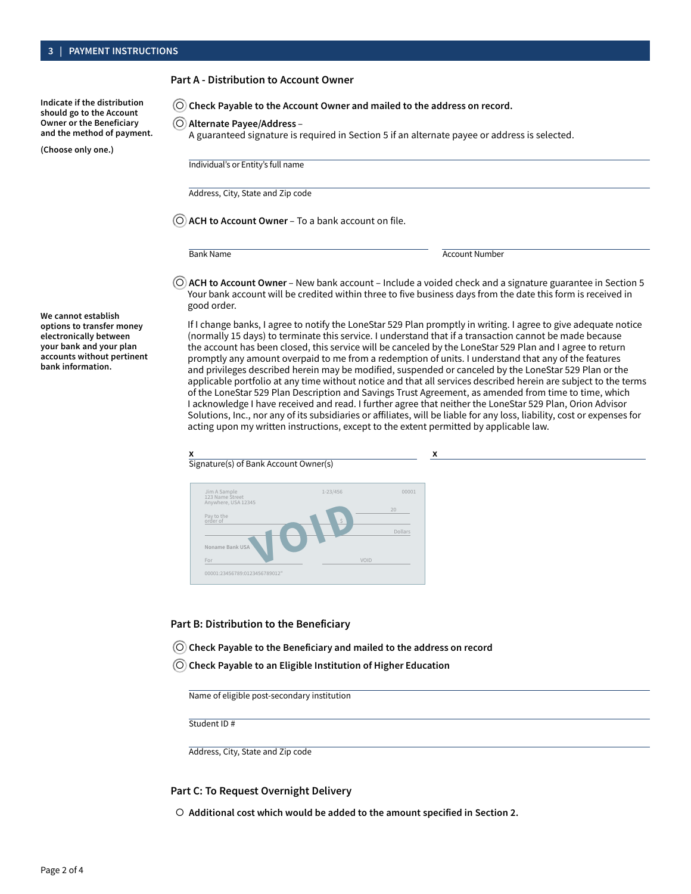## 3 | PAYMENT INSTRUCTIONS

### Part A - Distribution to Account Owner

**Indicate if the distribution should go to the Account Owner or the Beneficiary and the method of payment.**

**(Choose only one.)**

◯ **Check Payable to the Account Owner and mailed to the address on record.**

◯ **Alternate Payee/Address** –
A guaranteed signature is required in Section 5 if an alternate payee or address is selected.

Individual's or Entity's full name

Address, City, State and Zip code

◯ **ACH to Account Owner** – To a bank account on file.

Bank Name

Account Number

◯ **ACH to Account Owner** – New bank account – Include a voided check and a signature guarantee in Section 5 Your bank account will be credited within three to five business days from the date this form is received in good order.

**We cannot establish options to transfer money electronically between your bank and your plan accounts without pertinent bank information.**

If I change banks, I agree to notify the LoneStar 529 Plan promptly in writing. I agree to give adequate notice (normally 15 days) to terminate this service. I understand that if a transaction cannot be made because the account has been closed, this service will be canceled by the LoneStar 529 Plan and I agree to return promptly any amount overpaid to me from a redemption of units. I understand that any of the features and privileges described herein may be modified, suspended or canceled by the LoneStar 529 Plan or the applicable portfolio at any time without notice and that all services described herein are subject to the terms of the LoneStar 529 Plan Description and Savings Trust Agreement, as amended from time to time, which I acknowledge I have received and read. I further agree that neither the LoneStar 529 Plan, Orion Advisor Solutions, Inc., nor any of its subsidiaries or affiliates, will be liable for any loss, liability, cost or expenses for acting upon my written instructions, except to the extent permitted by applicable law.

**x** ______________________ **x** ______________________
Signature(s) of Bank Account Owner(s)

Jim A Sample
123 Name Street
Anywhere, USA 12345
1-23/456
00001
20
Pay to the order of $
Dollars
Noname Bank USA
For
VOID
00001:23456789:0123456789012"

### Part B: Distribution to the Beneficiary

◯ **Check Payable to the Beneficiary and mailed to the address on record**

◯ **Check Payable to an Eligible Institution of Higher Education**

Name of eligible post-secondary institution

Student ID #

Address, City, State and Zip code

### Part C: To Request Overnight Delivery

◯ **Additional cost which would be added to the amount specified in Section 2.**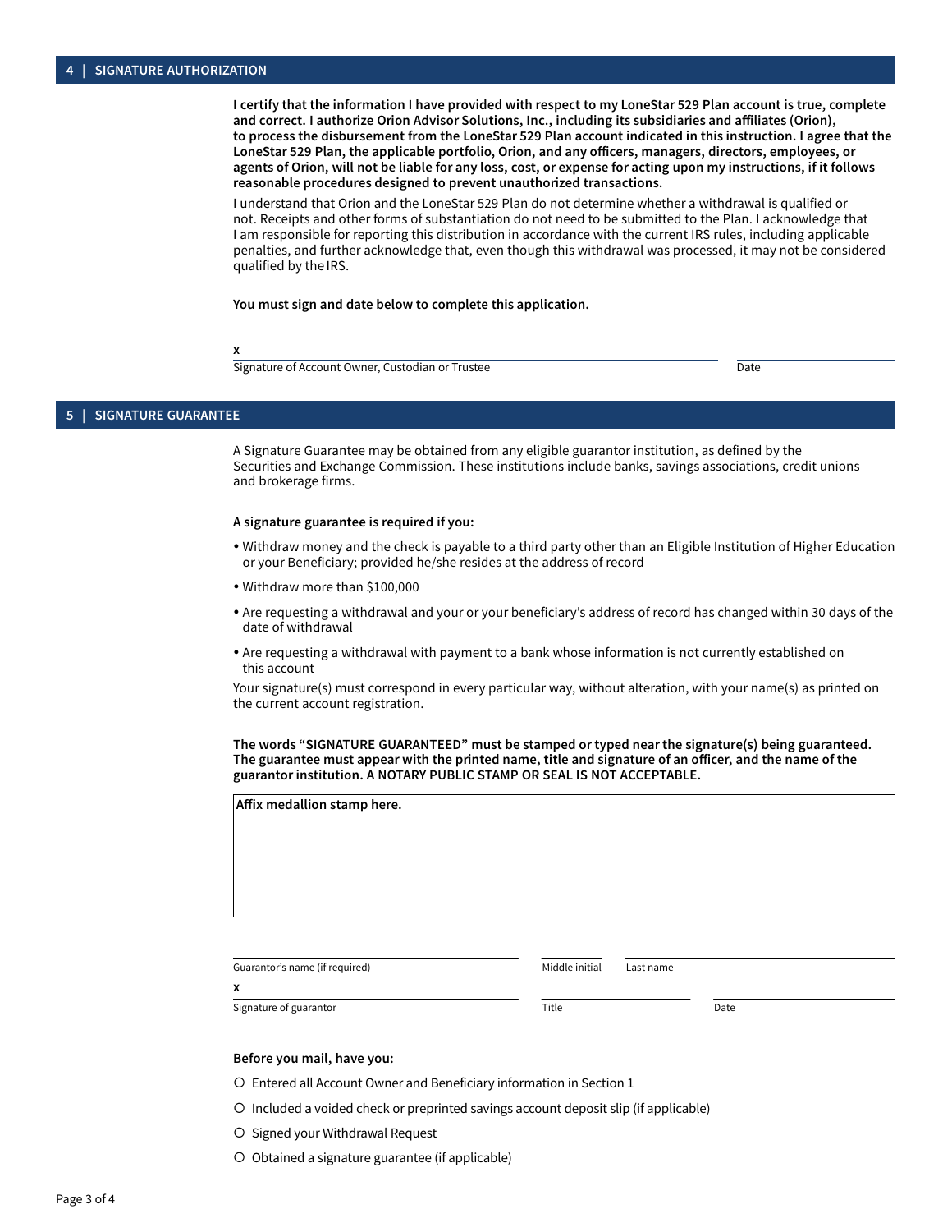## 4 | SIGNATURE AUTHORIZATION

**I certify that the information I have provided with respect to my LoneStar 529 Plan account is true, complete and correct. I authorize Orion Advisor Solutions, Inc., including its subsidiaries and affiliates (Orion), to process the disbursement from the LoneStar 529 Plan account indicated in this instruction. I agree that the LoneStar 529 Plan, the applicable portfolio, Orion, and any officers, managers, directors, employees, or agents of Orion, will not be liable for any loss, cost, or expense for acting upon my instructions, if it follows reasonable procedures designed to prevent unauthorized transactions.**

I understand that Orion and the LoneStar 529 Plan do not determine whether a withdrawal is qualified or not. Receipts and other forms of substantiation do not need to be submitted to the Plan. I acknowledge that I am responsible for reporting this distribution in accordance with the current IRS rules, including applicable penalties, and further acknowledge that, even though this withdrawal was processed, it may not be considered qualified by the IRS.

**You must sign and date below to complete this application.**

x ______________________________________________ ______________

Signature of Account Owner, Custodian or Trustee — Date

## 5 | SIGNATURE GUARANTEE

A Signature Guarantee may be obtained from any eligible guarantor institution, as defined by the Securities and Exchange Commission. These institutions include banks, savings associations, credit unions and brokerage firms.

**A signature guarantee is required if you:**

- Withdraw money and the check is payable to a third party other than an Eligible Institution of Higher Education or your Beneficiary; provided he/she resides at the address of record
- Withdraw more than $100,000
- Are requesting a withdrawal and your or your beneficiary's address of record has changed within 30 days of the date of withdrawal
- Are requesting a withdrawal with payment to a bank whose information is not currently established on this account

Your signature(s) must correspond in every particular way, without alteration, with your name(s) as printed on the current account registration.

**The words "SIGNATURE GUARANTEED" must be stamped or typed near the signature(s) being guaranteed. The guarantee must appear with the printed name, title and signature of an officer, and the name of the guarantor institution. A NOTARY PUBLIC STAMP OR SEAL IS NOT ACCEPTABLE.**

**Affix medallion stamp here.**

______________________ ______ ______________________

Guarantor's name (if required) — Middle initial — Last name

x ______________________ ______________ ______________

Signature of guarantor — Title — Date

**Before you mail, have you:**

- ○ Entered all Account Owner and Beneficiary information in Section 1
- ○ Included a voided check or preprinted savings account deposit slip (if applicable)
- ○ Signed your Withdrawal Request
- ○ Obtained a signature guarantee (if applicable)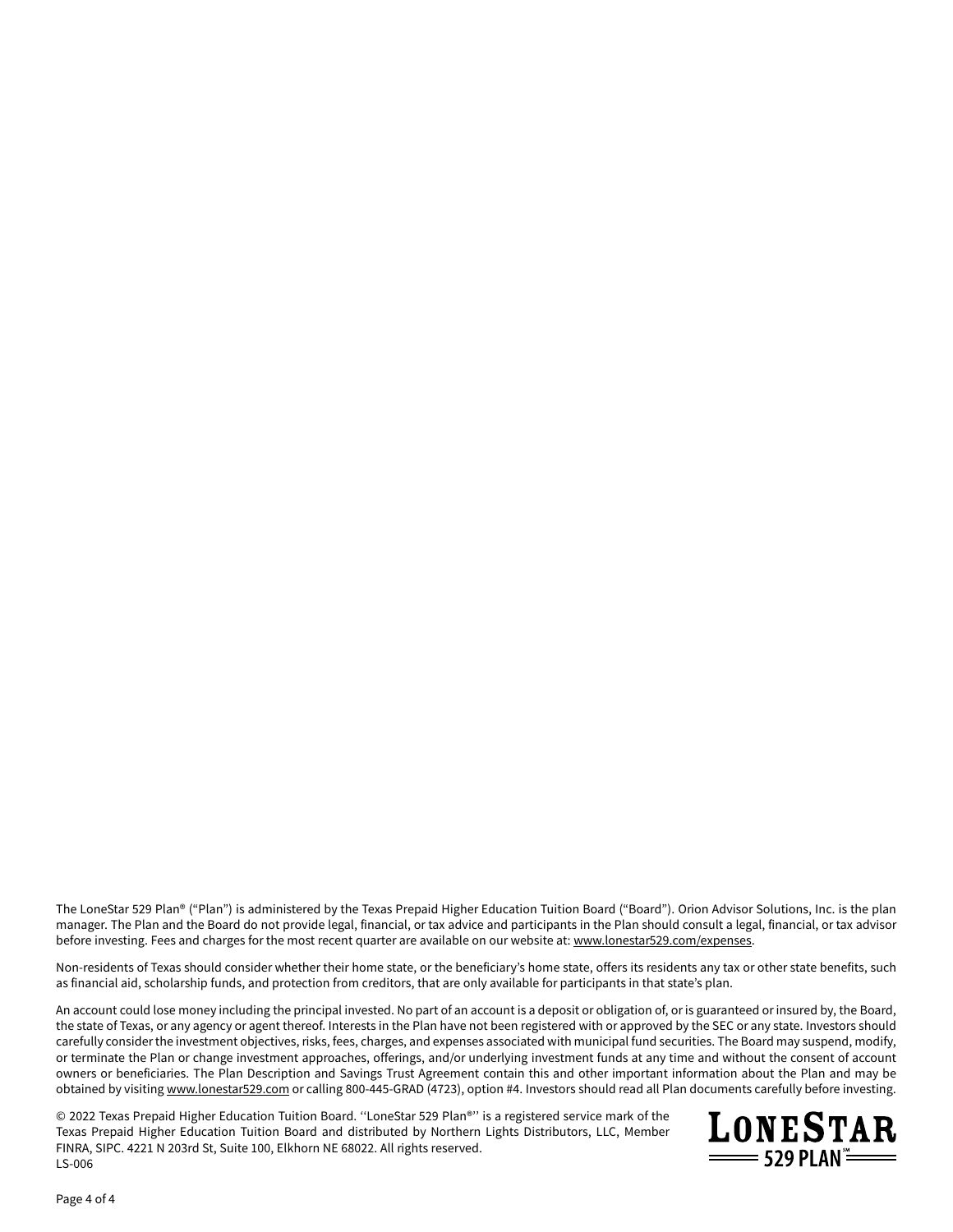The LoneStar 529 Plan® ("Plan") is administered by the Texas Prepaid Higher Education Tuition Board ("Board"). Orion Advisor Solutions, Inc. is the plan manager. The Plan and the Board do not provide legal, financial, or tax advice and participants in the Plan should consult a legal, financial, or tax advisor before investing. Fees and charges for the most recent quarter are available on our website at: www.lonestar529.com/expenses.

Non-residents of Texas should consider whether their home state, or the beneficiary's home state, offers its residents any tax or other state benefits, such as financial aid, scholarship funds, and protection from creditors, that are only available for participants in that state's plan.

An account could lose money including the principal invested. No part of an account is a deposit or obligation of, or is guaranteed or insured by, the Board, the state of Texas, or any agency or agent thereof. Interests in the Plan have not been registered with or approved by the SEC or any state. Investors should carefully consider the investment objectives, risks, fees, charges, and expenses associated with municipal fund securities. The Board may suspend, modify, or terminate the Plan or change investment approaches, offerings, and/or underlying investment funds at any time and without the consent of account owners or beneficiaries. The Plan Description and Savings Trust Agreement contain this and other important information about the Plan and may be obtained by visiting www.lonestar529.com or calling 800-445-GRAD (4723), option #4. Investors should read all Plan documents carefully before investing.

© 2022 Texas Prepaid Higher Education Tuition Board. ''LoneStar 529 Plan®'' is a registered service mark of the Texas Prepaid Higher Education Tuition Board and distributed by Northern Lights Distributors, LLC, Member FINRA, SIPC. 4221 N 203rd St, Suite 100, Elkhorn NE 68022. All rights reserved.
LS-006

LONESTAR 529 PLAN℠